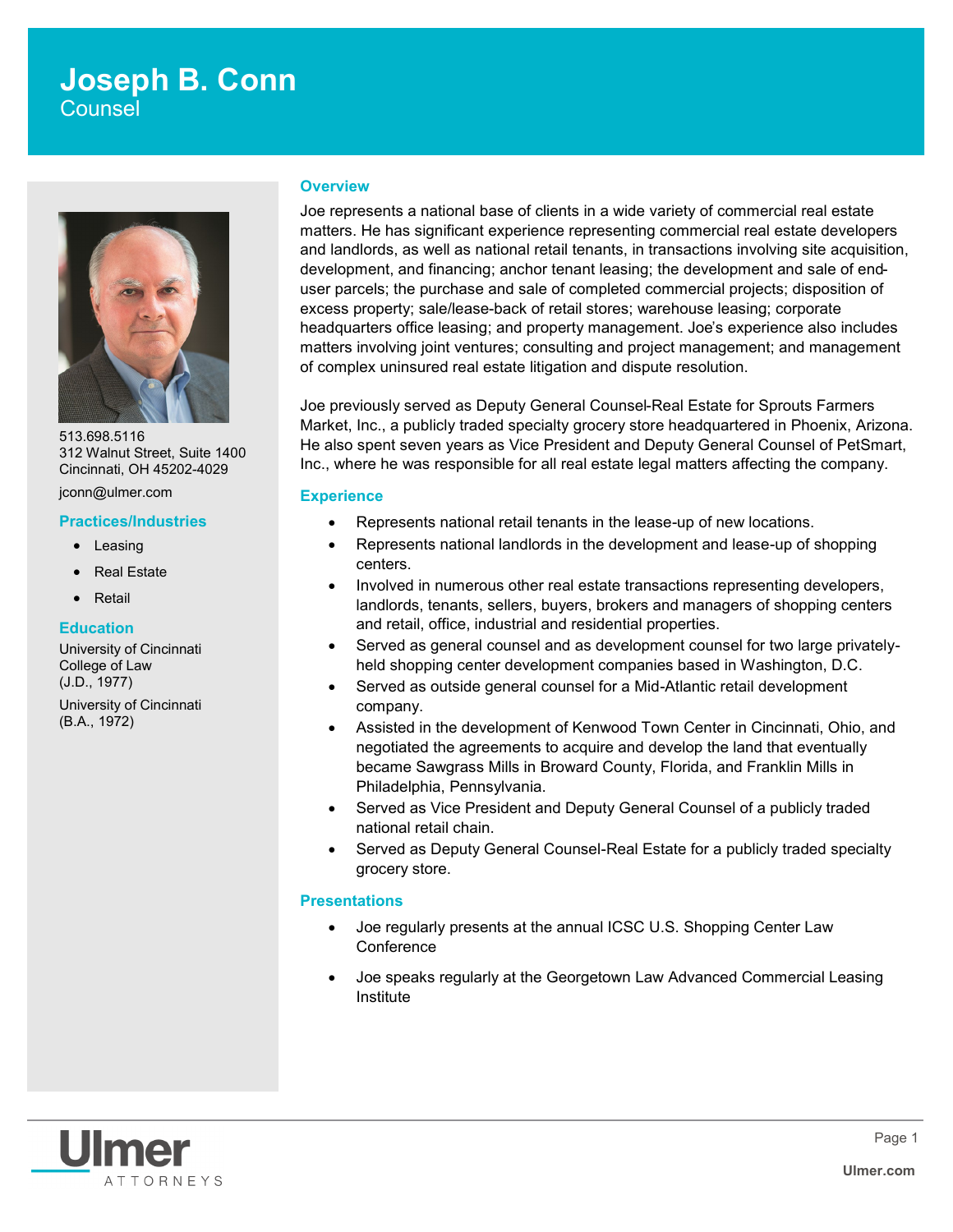# Joseph B. Conn

Counsel

513.698.5116
312 Walnut Street, Suite 1400
Cincinnati, OH 45202-4029

jconn@ulmer.com

## Practices/Industries

- Leasing
- Real Estate
- Retail

## Education

University of Cincinnati College of Law (J.D., 1977)

University of Cincinnati (B.A., 1972)

## Overview

Joe represents a national base of clients in a wide variety of commercial real estate matters. He has significant experience representing commercial real estate developers and landlords, as well as national retail tenants, in transactions involving site acquisition, development, and financing; anchor tenant leasing; the development and sale of end-user parcels; the purchase and sale of completed commercial projects; disposition of excess property; sale/lease-back of retail stores; warehouse leasing; corporate headquarters office leasing; and property management. Joe's experience also includes matters involving joint ventures; consulting and project management; and management of complex uninsured real estate litigation and dispute resolution.

Joe previously served as Deputy General Counsel-Real Estate for Sprouts Farmers Market, Inc., a publicly traded specialty grocery store headquartered in Phoenix, Arizona. He also spent seven years as Vice President and Deputy General Counsel of PetSmart, Inc., where he was responsible for all real estate legal matters affecting the company.

## Experience

- Represents national retail tenants in the lease-up of new locations.
- Represents national landlords in the development and lease-up of shopping centers.
- Involved in numerous other real estate transactions representing developers, landlords, tenants, sellers, buyers, brokers and managers of shopping centers and retail, office, industrial and residential properties.
- Served as general counsel and as development counsel for two large privately-held shopping center development companies based in Washington, D.C.
- Served as outside general counsel for a Mid-Atlantic retail development company.
- Assisted in the development of Kenwood Town Center in Cincinnati, Ohio, and negotiated the agreements to acquire and develop the land that eventually became Sawgrass Mills in Broward County, Florida, and Franklin Mills in Philadelphia, Pennsylvania.
- Served as Vice President and Deputy General Counsel of a publicly traded national retail chain.
- Served as Deputy General Counsel-Real Estate for a publicly traded specialty grocery store.

## Presentations

- Joe regularly presents at the annual ICSC U.S. Shopping Center Law Conference
- Joe speaks regularly at the Georgetown Law Advanced Commercial Leasing Institute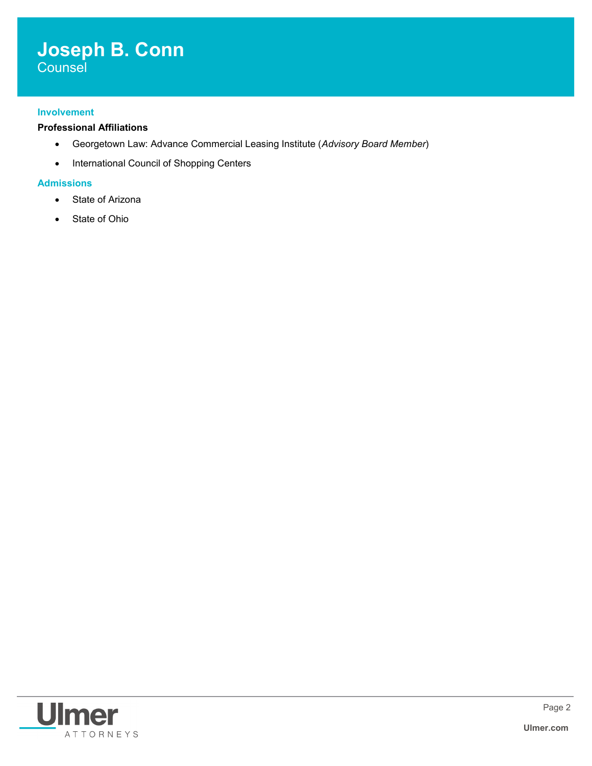# Joseph B. Conn
Counsel

## Involvement

### Professional Affiliations

- Georgetown Law: Advance Commercial Leasing Institute (*Advisory Board Member*)
- International Council of Shopping Centers

## Admissions

- State of Arizona
- State of Ohio